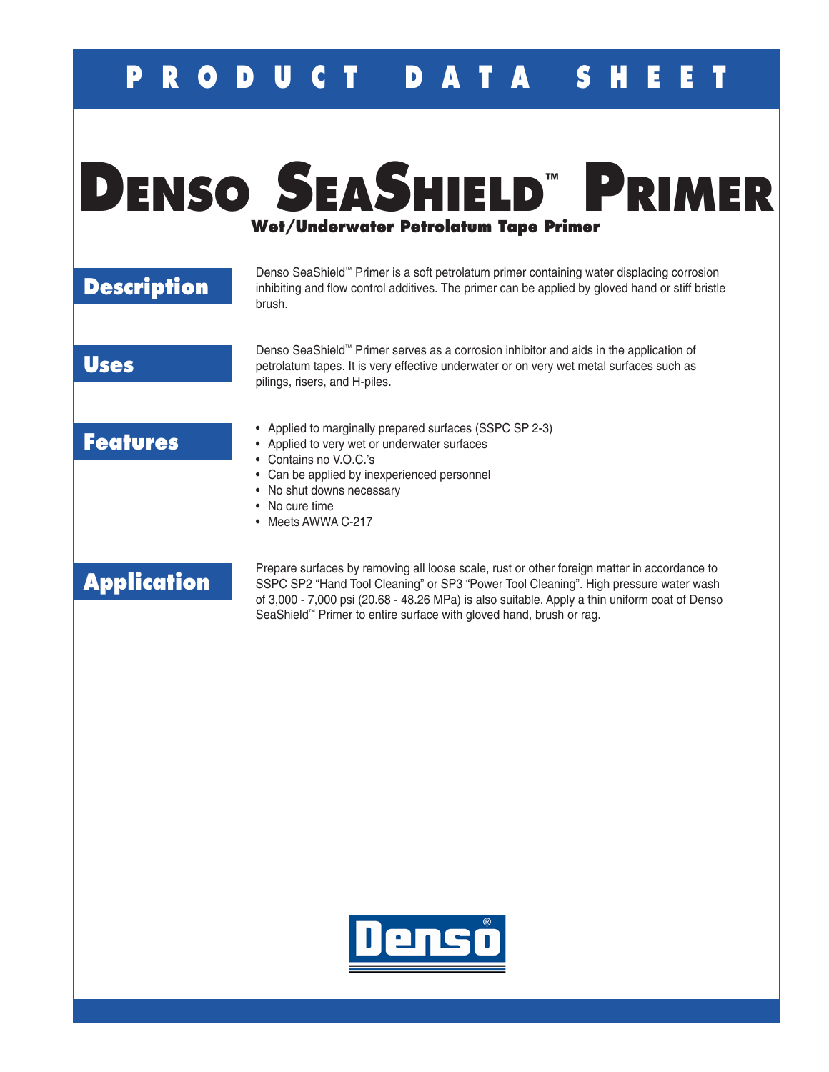PRODUCT DATA SHEET

# Denso SeaShield™ Primer

**Wet/Underwater Petrolatum Tape Primer**

## Description

Denso SeaShield™ Primer is a soft petrolatum primer containing water displacing corrosion inhibiting and flow control additives. The primer can be applied by gloved hand or stiff bristle brush.

## Uses

Denso SeaShield™ Primer serves as a corrosion inhibitor and aids in the application of petrolatum tapes. It is very effective underwater or on very wet metal surfaces such as pilings, risers, and H-piles.

## Features

- Applied to marginally prepared surfaces (SSPC SP 2-3)
- Applied to very wet or underwater surfaces
- Contains no V.O.C.'s
- Can be applied by inexperienced personnel
- No shut downs necessary
- No cure time
- Meets AWWA C-217

## Application

Prepare surfaces by removing all loose scale, rust or other foreign matter in accordance to SSPC SP2 "Hand Tool Cleaning" or SP3 "Power Tool Cleaning". High pressure water wash of 3,000 - 7,000 psi (20.68 - 48.26 MPa) is also suitable. Apply a thin uniform coat of Denso SeaShield™ Primer to entire surface with gloved hand, brush or rag.

Denso®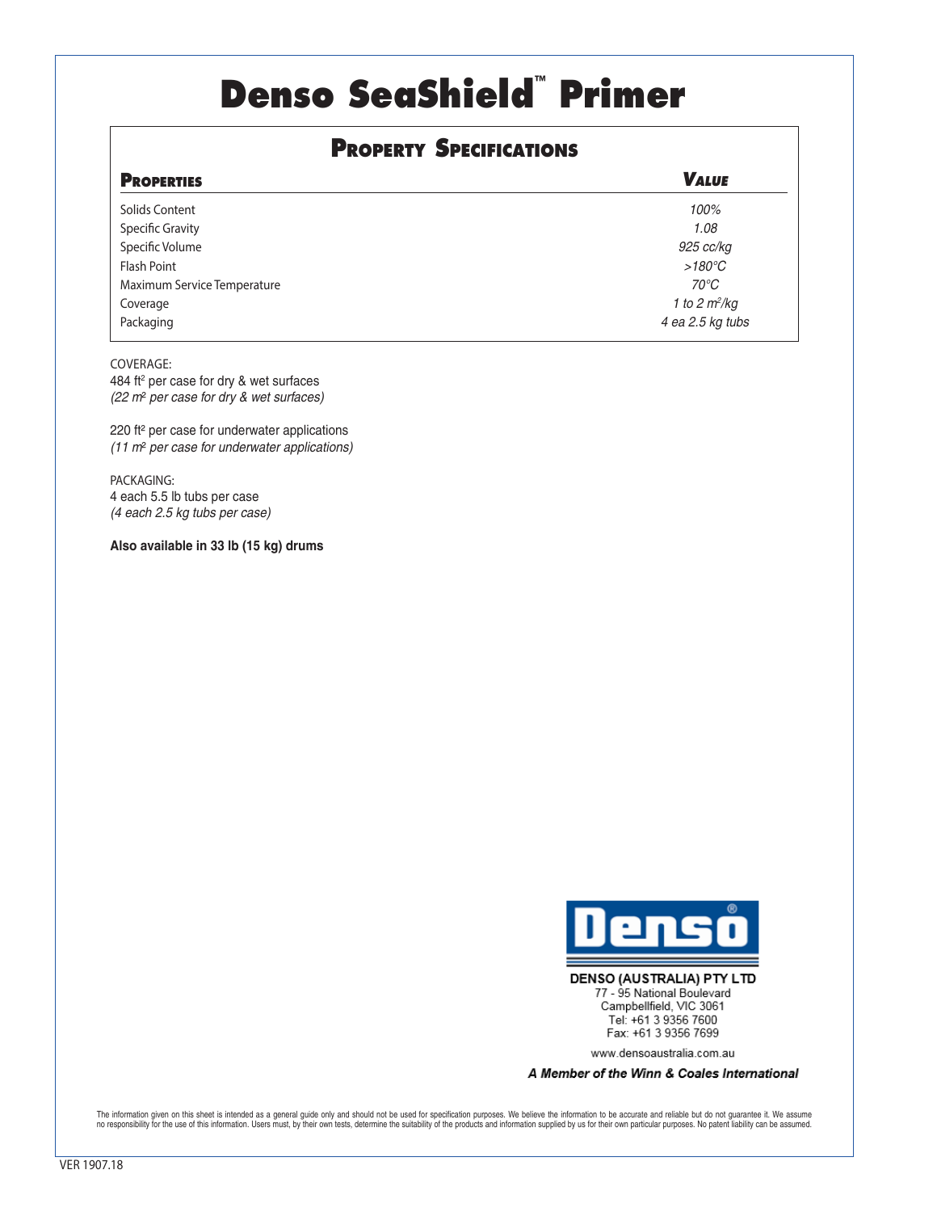# Denso SeaShield™ Primer

## Property Specifications

| Properties | Value |
|---|---|
| Solids Content | *100%* |
| Specific Gravity | *1.08* |
| Specific Volume | *925 cc/kg* |
| Flash Point | *>180°C* |
| Maximum Service Temperature | *70°C* |
| Coverage | *1 to 2 m²/kg* |
| Packaging | *4 ea 2.5 kg tubs* |

COVERAGE:
484 ft² per case for dry & wet surfaces
*(22 m² per case for dry & wet surfaces)*

220 ft² per case for underwater applications
*(11 m² per case for underwater applications)*

PACKAGING:
4 each 5.5 lb tubs per case
*(4 each 2.5 kg tubs per case)*

**Also available in 33 lb (15 kg) drums**

Denso®

**DENSO (AUSTRALIA) PTY LTD**
77 - 95 National Boulevard
Campbellfield, VIC 3061
Tel: +61 3 9356 7600
Fax: +61 3 9356 7699

www.densoaustralia.com.au

***A Member of the Winn & Coales International***

The information given on this sheet is intended as a general guide only and should not be used for specification purposes. We believe the information to be accurate and reliable but do not guarantee it. We assume no responsibility for the use of this information. Users must, by their own tests, determine the suitability of the products and information supplied by us for their own particular purposes. No patent liability can be assumed.

VER 1907.18